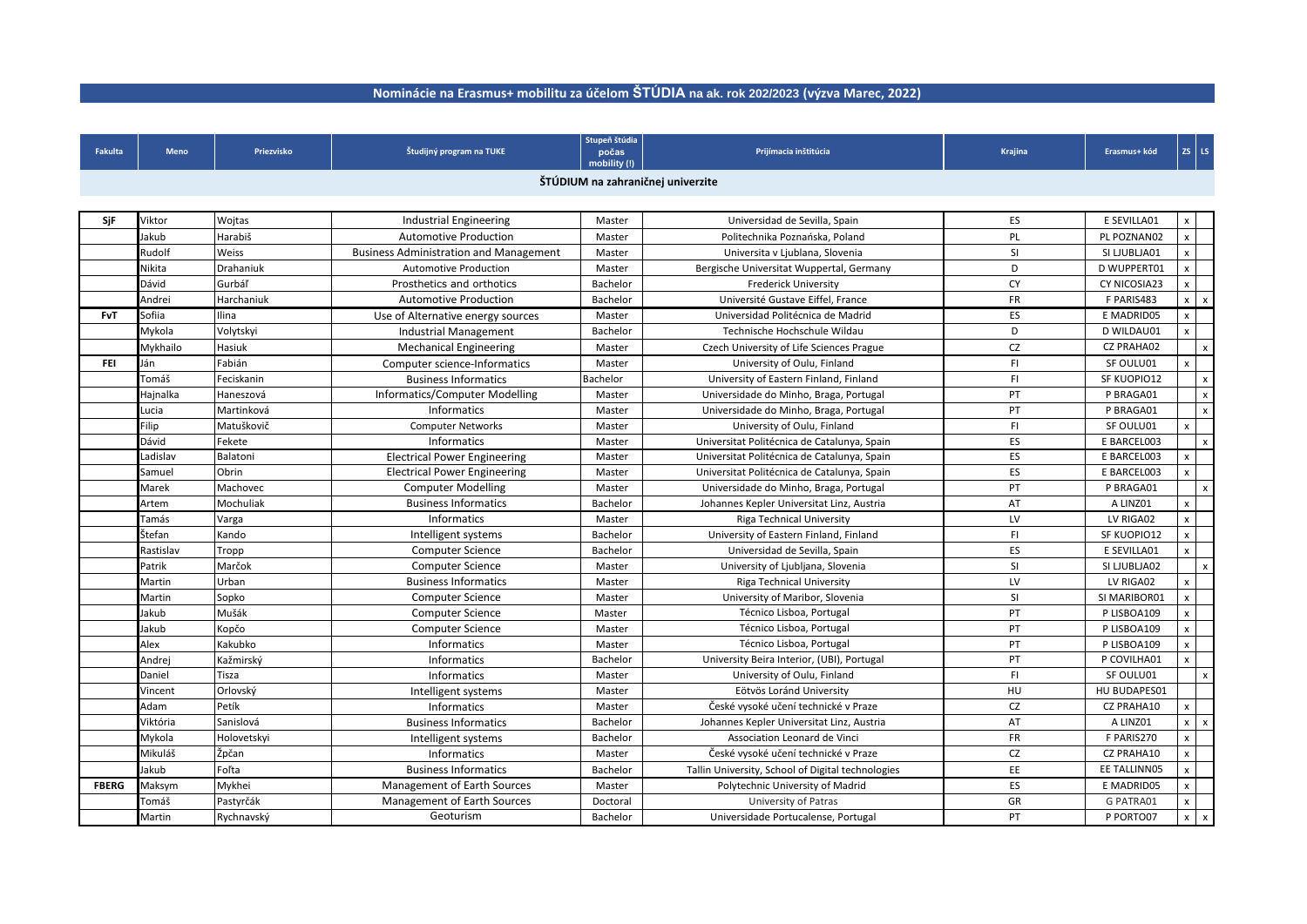# Nominácie na Erasmus+ mobilitu za účelom ŠTÚDIA na ak. rok 202/2023 (výzva Marec, 2022)

| Fakulta | Meno | Priezvisko | Študijný program na TUKE | Stupeň štúdia počas mobility (!) | Prijímacia inštitúcia | Krajina | Erasmus+ kód | ZS | LS |
|---|---|---|---|---|---|---|---|---|---|
| | | | | | **ŠTÚDIUM na zahraničnej univerzite** | | | | |
| **SjF** | Viktor | Wojtas | Industrial Engineering | Master | Universidad de Sevilla, Spain | ES | E SEVILLA01 | x | |
| | Jakub | Harabiš | Automotive Production | Master | Politechnika Poznańska, Poland | PL | PL POZNAN02 | x | |
| | Rudolf | Weiss | Business Administration and Management | Master | Universita v Ljublana, Slovenia | SI | SI LJUBLJA01 | x | |
| | Nikita | Drahaniuk | Automotive Production | Master | Bergische Universitat Wuppertal, Germany | D | D WUPPERT01 | x | |
| | Dávid | Gurbáľ | Prosthetics and orthotics | Bachelor | Frederick University | CY | CY NICOSIA23 | x | |
| | Andrei | Harchaniuk | Automotive Production | Bachelor | Université Gustave Eiffel, France | FR | F PARIS483 | x | x |
| **FvT** | Sofiia | Ilina | Use of Alternative energy sources | Master | Universidad Politécnica de Madrid | ES | E MADRID05 | x | |
| | Mykola | Volytskyi | Industrial Management | Bachelor | Technische Hochschule Wildau | D | D WILDAU01 | x | |
| | Mykhailo | Hasiuk | Mechanical Engineering | Master | Czech University of Life Sciences Prague | CZ | CZ PRAHA02 | | x |
| **FEI** | Ján | Fabián | Computer science-Informatics | Master | University of Oulu, Finland | FI | SF OULU01 | x | |
| | Tomáš | Feciskanin | Business Informatics | Bachelor | University of Eastern Finland, Finland | FI | SF KUOPIO12 | | x |
| | Hajnalka | Haneszová | Informatics/Computer Modelling | Master | Universidade do Minho, Braga, Portugal | PT | P BRAGA01 | | x |
| | Lucia | Martinková | Informatics | Master | Universidade do Minho, Braga, Portugal | PT | P BRAGA01 | | x |
| | Filip | Matuškovič | Computer Networks | Master | University of Oulu, Finland | FI | SF OULU01 | x | |
| | Dávid | Fekete | Informatics | Master | Universitat Politécnica de Catalunya, Spain | ES | E BARCEL003 | | x |
| | Ladislav | Balatoni | Electrical Power Engineering | Master | Universitat Politécnica de Catalunya, Spain | ES | E BARCEL003 | x | |
| | Samuel | Obrin | Electrical Power Engineering | Master | Universitat Politécnica de Catalunya, Spain | ES | E BARCEL003 | x | |
| | Marek | Machovec | Computer Modelling | Master | Universidade do Minho, Braga, Portugal | PT | P BRAGA01 | | x |
| | Artem | Mochuliak | Business Informatics | Bachelor | Johannes Kepler Universitat Linz, Austria | AT | A LINZ01 | x | |
| | Tamás | Varga | Informatics | Master | Riga Technical University | LV | LV RIGA02 | x | |
| | Štefan | Kando | Intelligent systems | Bachelor | University of Eastern Finland, Finland | FI | SF KUOPIO12 | x | |
| | Rastislav | Tropp | Computer Science | Bachelor | Universidad de Sevilla, Spain | ES | E SEVILLA01 | x | |
| | Patrik | Marčok | Computer Science | Master | University of Ljubljana, Slovenia | SI | SI LJUBLJA02 | | x |
| | Martin | Urban | Business Informatics | Master | Riga Technical University | LV | LV RIGA02 | x | |
| | Martin | Sopko | Computer Science | Master | University of Maribor, Slovenia | SI | SI MARIBOR01 | x | |
| | Jakub | Mušák | Computer Science | Master | Técnico Lisboa, Portugal | PT | P LISBOA109 | x | |
| | Jakub | Kopčo | Computer Science | Master | Técnico Lisboa, Portugal | PT | P LISBOA109 | x | |
| | Alex | Kakubko | Informatics | Master | Técnico Lisboa, Portugal | PT | P LISBOA109 | x | |
| | Andrej | Kažmirský | Informatics | Bachelor | University Beira Interior, (UBI), Portugal | PT | P COVILHA01 | x | |
| | Daniel | Tisza | Informatics | Master | University of Oulu, Finland | FI | SF OULU01 | | x |
| | Vincent | Orlovský | Intelligent systems | Master | Eötvös Loránd University | HU | HU BUDAPES01 | | |
| | Adam | Petík | Informatics | Master | České vysoké učení technické v Praze | CZ | CZ PRAHA10 | x | |
| | Viktória | Sanislová | Business Informatics | Bachelor | Johannes Kepler Universitat Linz, Austria | AT | A LINZ01 | x | x |
| | Mykola | Holovetskyi | Intelligent systems | Bachelor | Association Leonard de Vinci | FR | F PARIS270 | x | |
| | Mikuláš | Žpčan | Informatics | Master | České vysoké učení technické v Praze | CZ | CZ PRAHA10 | x | |
| | Jakub | Foťta | Business Informatics | Bachelor | Tallin University, School of Digital technologies | EE | EE TALLINN05 | x | |
| **FBERG** | Maksym | Mykhei | Management of Earth Sources | Master | Polytechnic University of Madrid | ES | E MADRID05 | x | |
| | Tomáš | Pastyrčák | Management of Earth Sources | Doctoral | University of Patras | GR | G PATRA01 | x | |
| | Martin | Rychnavský | Geoturism | Bachelor | Universidade Portucalense, Portugal | PT | P PORTO07 | x | x |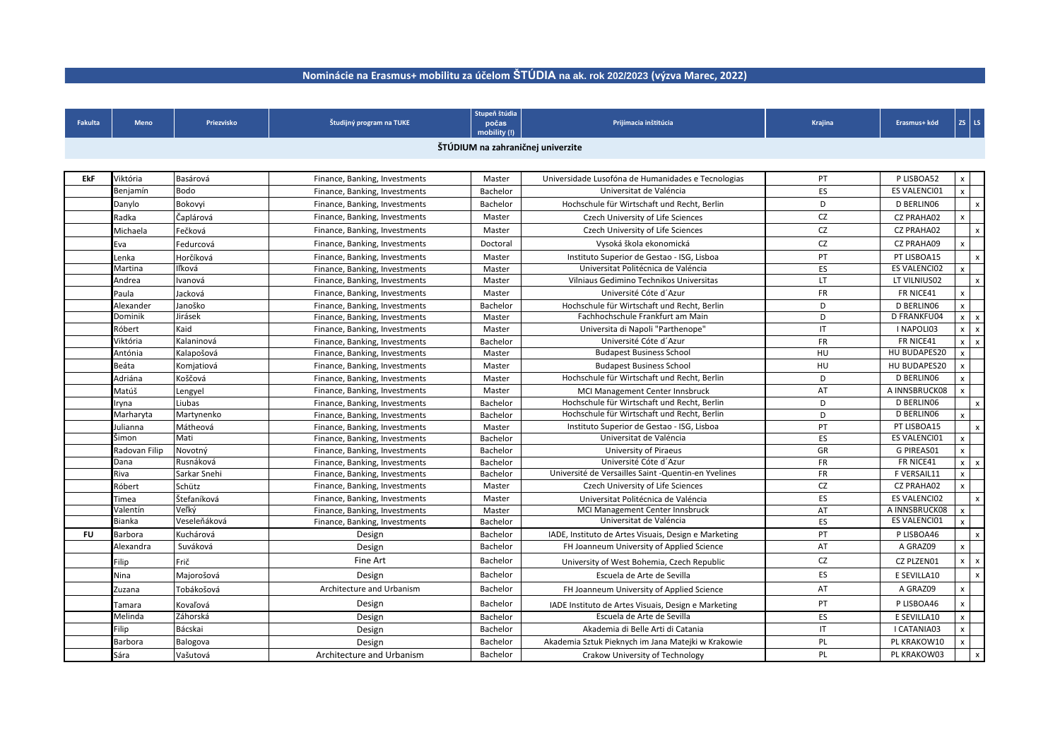# Nominácie na Erasmus+ mobilitu za účelom ŠTÚDIA na ak. rok 202/2023 (výzva Marec, 2022)

| Fakulta | Meno | Priezvisko | Študijný program na TUKE | Stupeň štúdia počas mobility (!) | Prijímacia inštitúcia | Krajina | Erasmus+ kód | ZS | LS |
|---|---|---|---|---|---|---|---|---|---|
| | | | | | **ŠTÚDIUM na zahraničnej univerzite** | | | | |
| **EkF** | Viktória | Basárová | Finance, Banking, Investments | Master | Universidade Lusófona de Humanidades e Tecnologias | PT | P LISBOA52 | x | |
| | Benjamín | Bodo | Finance, Banking, Investments | Bachelor | Universitat de Valéncia | ES | ES VALENCI01 | x | |
| | Danylo | Bokovyi | Finance, Banking, Investments | Bachelor | Hochschule für Wirtschaft und Recht, Berlin | D | D BERLIN06 | | x |
| | Radka | Čaplárová | Finance, Banking, Investments | Master | Czech University of Life Sciences | CZ | CZ PRAHA02 | x | |
| | Michaela | Fečková | Finance, Banking, Investments | Master | Czech University of Life Sciences | CZ | CZ PRAHA02 | | x |
| | Eva | Fedurcová | Finance, Banking, Investments | Doctoral | Vysoká škola ekonomická | CZ | CZ PRAHA09 | x | |
| | Lenka | Horčíková | Finance, Banking, Investments | Master | Instituto Superior de Gestao - ISG, Lisboa | PT | PT LISBOA15 | | x |
| | Martina | Iľková | Finance, Banking, Investments | Master | Universitat Politécnica de Valéncia | ES | ES VALENCI02 | x | |
| | Andrea | Ivanová | Finance, Banking, Investments | Master | Vilniaus Gedimino Technikos Universitas | LT | LT VILNIUS02 | | x |
| | Paula | Jacková | Finance, Banking, Investments | Master | Université Cóte d´Azur | FR | FR NICE41 | x | |
| | Alexander | Janoško | Finance, Banking, Investments | Bachelor | Hochschule für Wirtschaft und Recht, Berlin | D | D BERLIN06 | x | |
| | Dominik | Jirásek | Finance, Banking, Investments | Master | Fachhochschule Frankfurt am Main | D | D FRANKFU04 | x | x |
| | Róbert | Kaid | Finance, Banking, Investments | Master | Universita di Napoli "Parthenope" | IT | I NAPOLI03 | x | x |
| | Viktória | Kalaninová | Finance, Banking, Investments | Bachelor | Université Cóte d´Azur | FR | FR NICE41 | x | x |
| | Antónia | Kalapošová | Finance, Banking, Investments | Master | Budapest Business School | HU | HU BUDAPES20 | x | |
| | Beáta | Komjatiová | Finance, Banking, Investments | Master | Budapest Business School | HU | HU BUDAPES20 | x | |
| | Adriána | Koščová | Finance, Banking, Investments | Master | Hochschule für Wirtschaft und Recht, Berlin | D | D BERLIN06 | x | |
| | Matúš | Lengyel | Finance, Banking, Investments | Master | MCI Management Center Innsbruck | AT | A INNSBRUCK08 | x | |
| | Iryna | Liubas | Finance, Banking, Investments | Bachelor | Hochschule für Wirtschaft und Recht, Berlin | D | D BERLIN06 | | x |
| | Marharyta | Martynenko | Finance, Banking, Investments | Bachelor | Hochschule für Wirtschaft und Recht, Berlin | D | D BERLIN06 | x | |
| | Julianna | Mátheová | Finance, Banking, Investments | Master | Instituto Superior de Gestao - ISG, Lisboa | PT | PT LISBOA15 | | x |
| | Šimon | Mati | Finance, Banking, Investments | Bachelor | Universitat de Valéncia | ES | ES VALENCI01 | x | |
| | Radovan Filip | Novotný | Finance, Banking, Investments | Bachelor | University of Piraeus | GR | G PIREAS01 | x | |
| | Dana | Rusnáková | Finance, Banking, Investments | Bachelor | Université Cóte d´Azur | FR | FR NICE41 | x | x |
| | Riva | Sarkar Snehi | Finance, Banking, Investments | Bachelor | Université de Versailles Saint -Quentin-en Yvelines | FR | F VERSAIL11 | x | |
| | Róbert | Schütz | Finance, Banking, Investments | Master | Czech University of Life Sciences | CZ | CZ PRAHA02 | x | |
| | Timea | Štefaníková | Finance, Banking, Investments | Master | Universitat Politécnica de Valéncia | ES | ES VALENCI02 | | x |
| | Valentín | Veľký | Finance, Banking, Investments | Master | MCI Management Center Innsbruck | AT | A INNSBRUCK08 | x | |
| | Bianka | Veseleňáková | Finance, Banking, Investments | Bachelor | Universitat de Valéncia | ES | ES VALENCI01 | x | |
| **FU** | Barbora | Kuchárová | Design | Bachelor | IADE, Instituto de Artes Visuais, Design e Marketing | PT | P LISBOA46 | | x |
| | Alexandra | Suváková | Design | Bachelor | FH Joanneum University of Applied Science | AT | A GRAZ09 | x | |
| | Filip | Frič | Fine Art | Bachelor | University of West Bohemia, Czech Republic | CZ | CZ PLZEN01 | x | x |
| | Nina | Majorošová | Design | Bachelor | Escuela de Arte de Sevilla | ES | E SEVILLA10 | | x |
| | Zuzana | Tobákošová | Architecture and Urbanism | Bachelor | FH Joanneum University of Applied Science | AT | A GRAZ09 | x | |
| | Tamara | Kovaľová | Design | Bachelor | IADE Instituto de Artes Visuais, Design e Marketing | PT | P LISBOA46 | x | |
| | Melinda | Záhorská | Design | Bachelor | Escuela de Arte de Sevilla | ES | E SEVILLA10 | x | |
| | Filip | Bácskai | Design | Bachelor | Akademia di Belle Arti di Catania | IT | I CATANIA03 | x | |
| | Barbora | Balogova | Design | Bachelor | Akademia Sztuk Pieknych im Jana Matejki w Krakowie | PL | PL KRAKOW10 | x | |
| | Sára | Vašutová | Architecture and Urbanism | Bachelor | Crakow University of Technology | PL | PL KRAKOW03 | | x |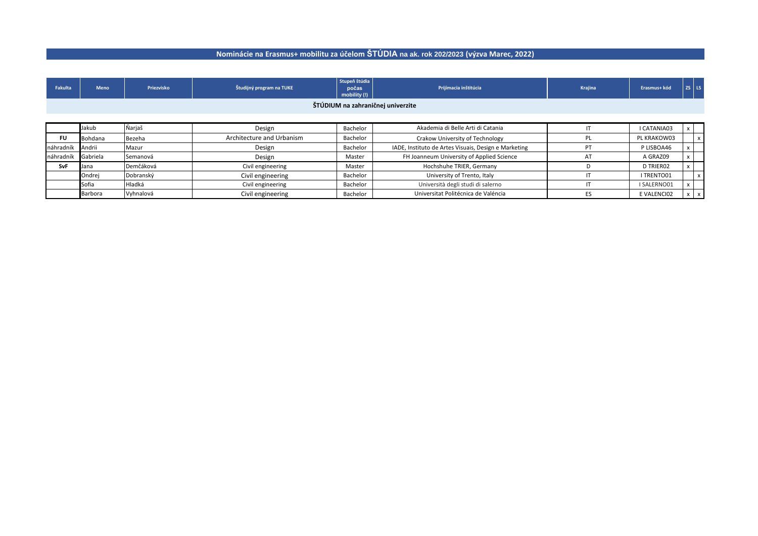# Nominácie na Erasmus+ mobilitu za účelom ŠTÚDIA na ak. rok 202/2023 (výzva Marec, 2022)

| Fakulta | Meno | Priezvisko | Študijný program na TUKE | Stupeň štúdia počas mobility (!) | Prijímacia inštitúcia | Krajina | Erasmus+ kód | ZS | LS |
|---|---|---|---|---|---|---|---|---|---|
| **ŠTÚDIUM na zahraničnej univerzite** | | | | | | | | | |
| | Jakub | Ňarjaš | Design | Bachelor | Akademia di Belle Arti di Catania | IT | I CATANIA03 | x | |
| **FU** | Bohdana | Bezeha | Architecture and Urbanism | Bachelor | Crakow University of Technology | PL | PL KRAKOW03 | | x |
| náhradník | Andrii | Mazur | Design | Bachelor | IADE, Instituto de Artes Visuais, Design e Marketing | PT | P LISBOA46 | x | |
| náhradník | Gabriela | Semanová | Design | Master | FH Joanneum University of Applied Science | AT | A GRAZ09 | x | |
| **SvF** | Jana | Demčáková | Civil engineering | Master | Hochshuhe TRIER, Germany | D | D TRIER02 | x | |
| | Ondrej | Dobranský | Civil engineering | Bachelor | University of Trento, Italy | IT | I TRENTO01 | | x |
| | Sofia | Hladká | Civil engineering | Bachelor | Università degli studi di salerno | IT | I SALERNO01 | x | |
| | Barbora | Vyhnalová | Civil engineering | Bachelor | Universitat Politécnica de Valéncia | ES | E VALENCI02 | x | x |